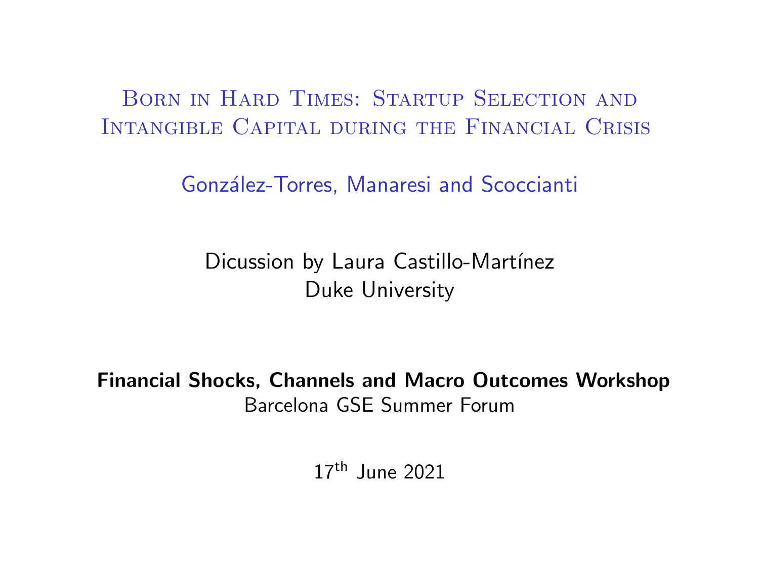# Born in Hard Times: Startup Selection and Intangible Capital during the Financial Crisis

González-Torres, Manaresi and Scoccianti

Dicussion by Laura Castillo-Martínez
Duke University

**Financial Shocks, Channels and Macro Outcomes Workshop**
Barcelona GSE Summer Forum

17th June 2021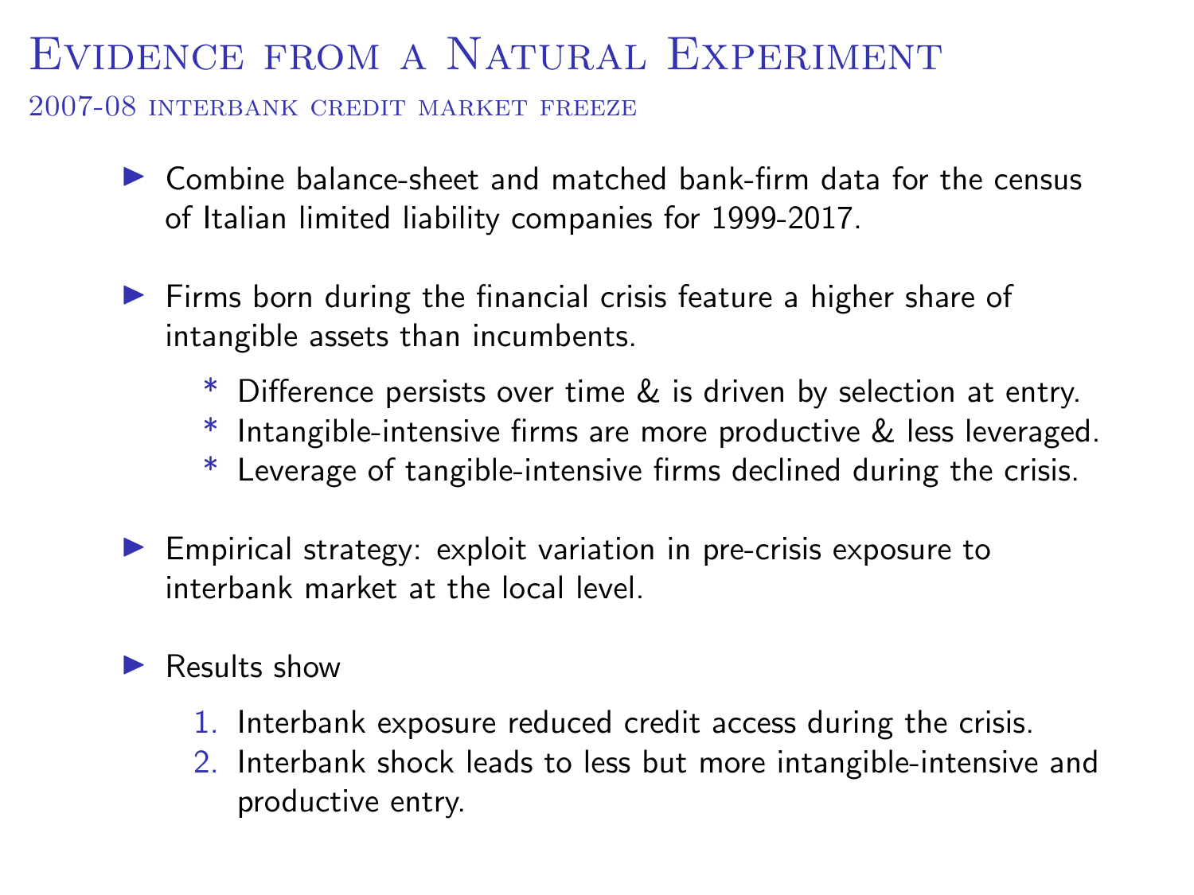# Evidence from a Natural Experiment

## 2007-08 interbank credit market freeze

- Combine balance-sheet and matched bank-firm data for the census of Italian limited liability companies for 1999-2017.
- Firms born during the financial crisis feature a higher share of intangible assets than incumbents.
  - Difference persists over time & is driven by selection at entry.
  - Intangible-intensive firms are more productive & less leveraged.
  - Leverage of tangible-intensive firms declined during the crisis.
- Empirical strategy: exploit variation in pre-crisis exposure to interbank market at the local level.
- Results show
  1. Interbank exposure reduced credit access during the crisis.
  2. Interbank shock leads to less but more intangible-intensive and productive entry.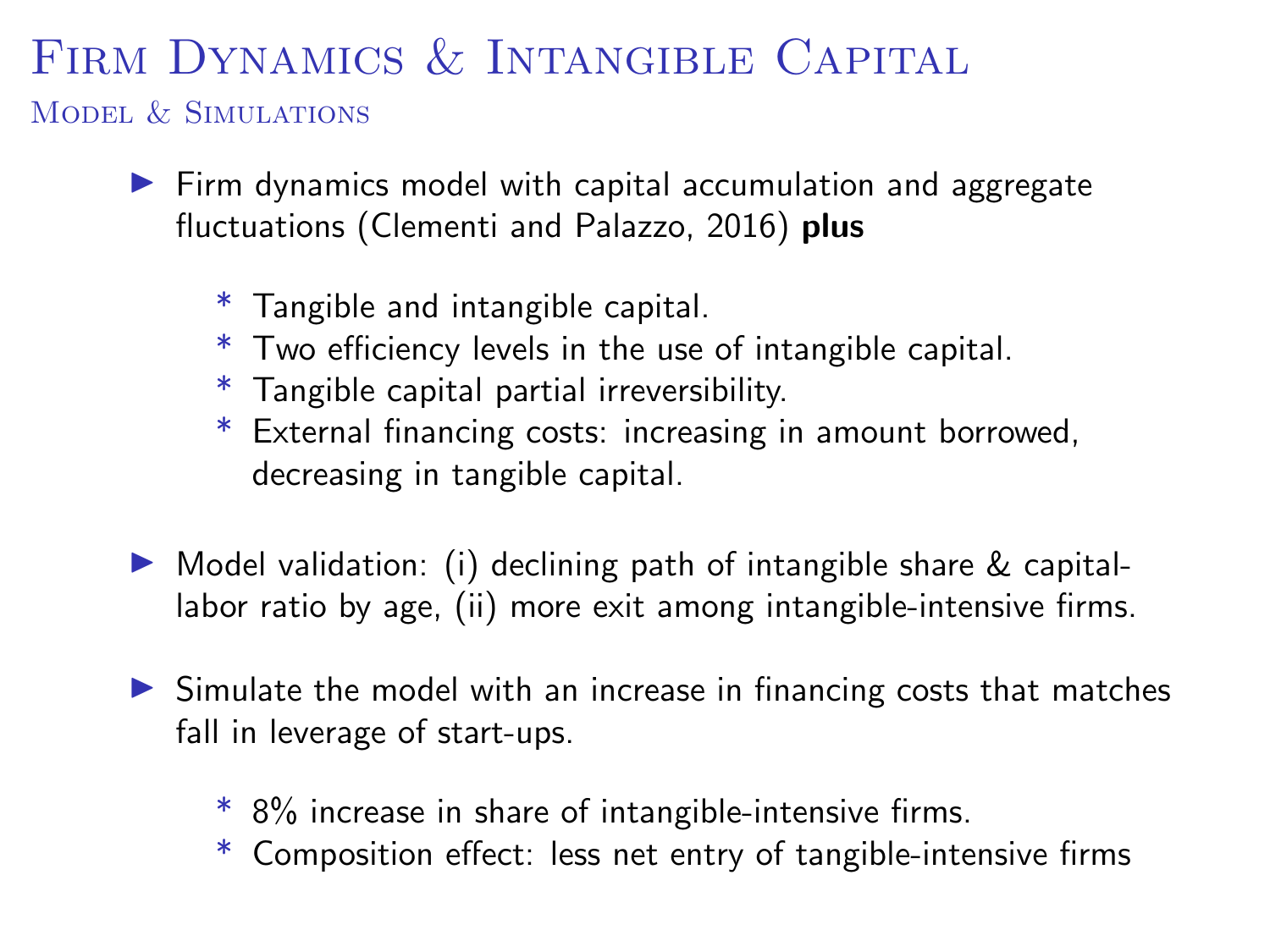# Firm Dynamics & Intangible Capital

## Model & Simulations

- Firm dynamics model with capital accumulation and aggregate fluctuations (Clementi and Palazzo, 2016) **plus**
  - Tangible and intangible capital.
  - Two efficiency levels in the use of intangible capital.
  - Tangible capital partial irreversibility.
  - External financing costs: increasing in amount borrowed, decreasing in tangible capital.

- Model validation: (i) declining path of intangible share & capital-labor ratio by age, (ii) more exit among intangible-intensive firms.

- Simulate the model with an increase in financing costs that matches fall in leverage of start-ups.
  - 8% increase in share of intangible-intensive firms.
  - Composition effect: less net entry of tangible-intensive firms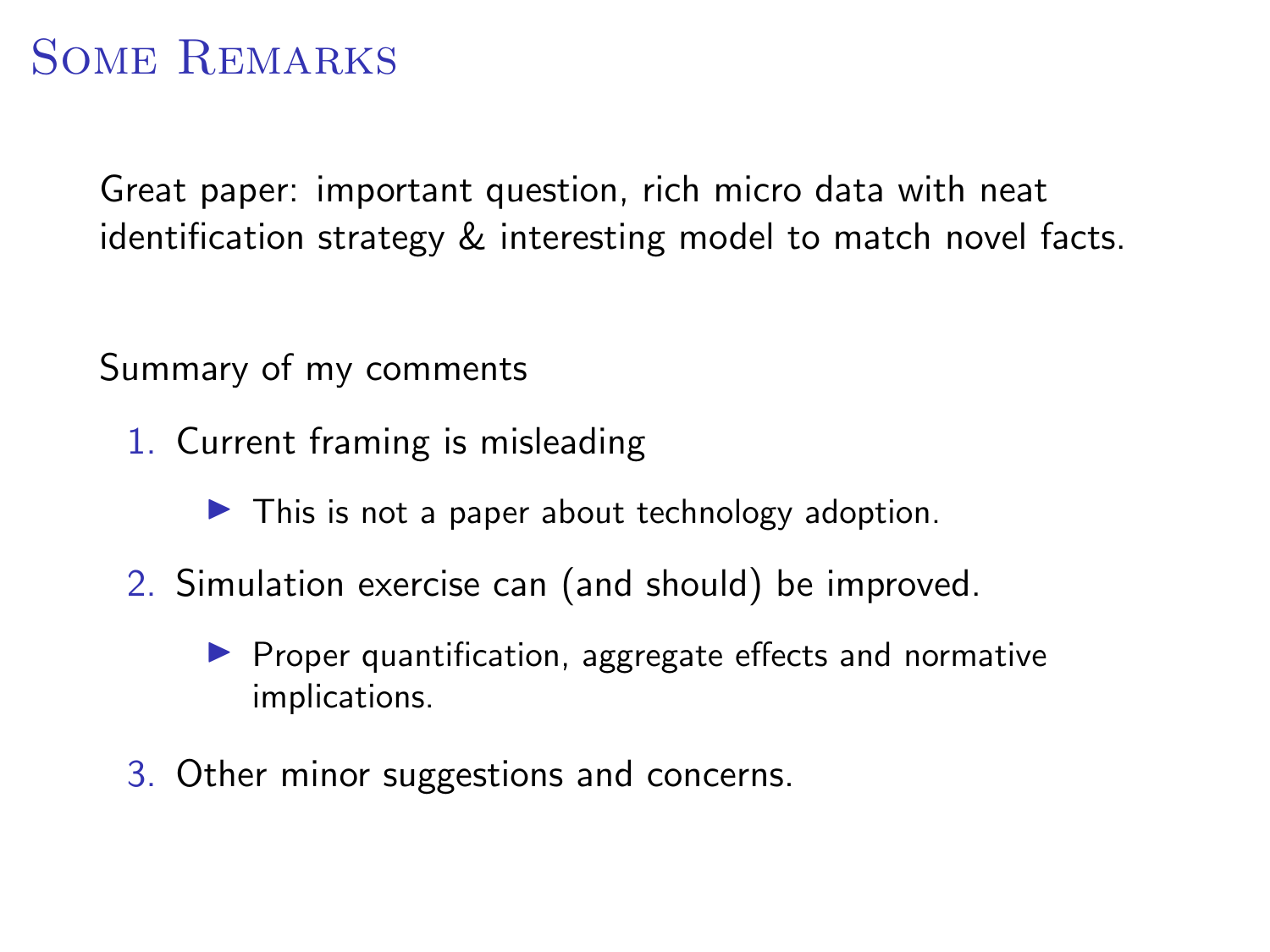# Some Remarks

Great paper: important question, rich micro data with neat identification strategy & interesting model to match novel facts.

Summary of my comments

1. Current framing is misleading
   - This is not a paper about technology adoption.
2. Simulation exercise can (and should) be improved.
   - Proper quantification, aggregate effects and normative implications.
3. Other minor suggestions and concerns.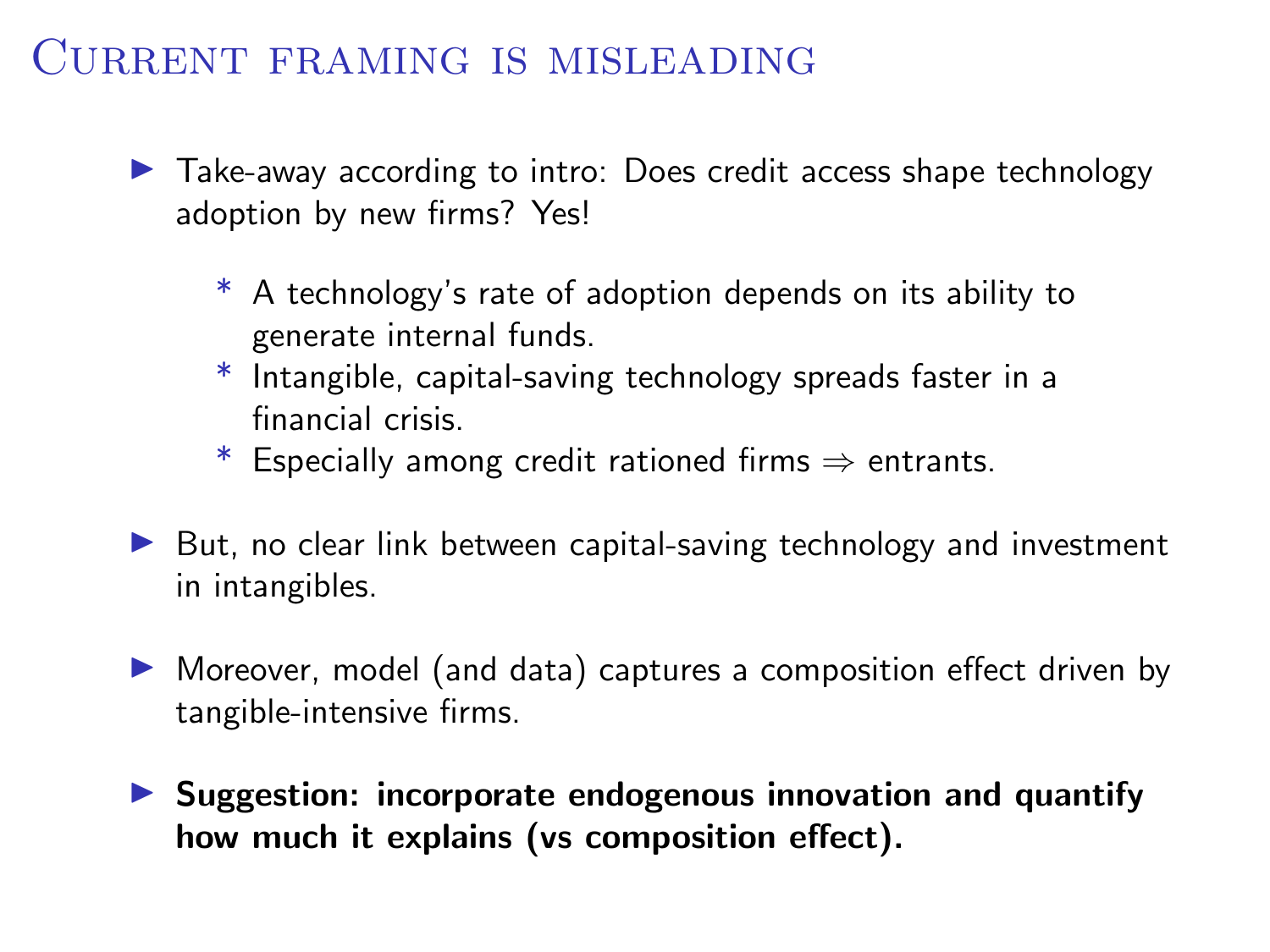# Current framing is misleading

- Take-away according to intro: Does credit access shape technology adoption by new firms? Yes!
  - A technology's rate of adoption depends on its ability to generate internal funds.
  - Intangible, capital-saving technology spreads faster in a financial crisis.
  - Especially among credit rationed firms ⇒ entrants.
- But, no clear link between capital-saving technology and investment in intangibles.
- Moreover, model (and data) captures a composition effect driven by tangible-intensive firms.
- **Suggestion: incorporate endogenous innovation and quantify how much it explains (vs composition effect).**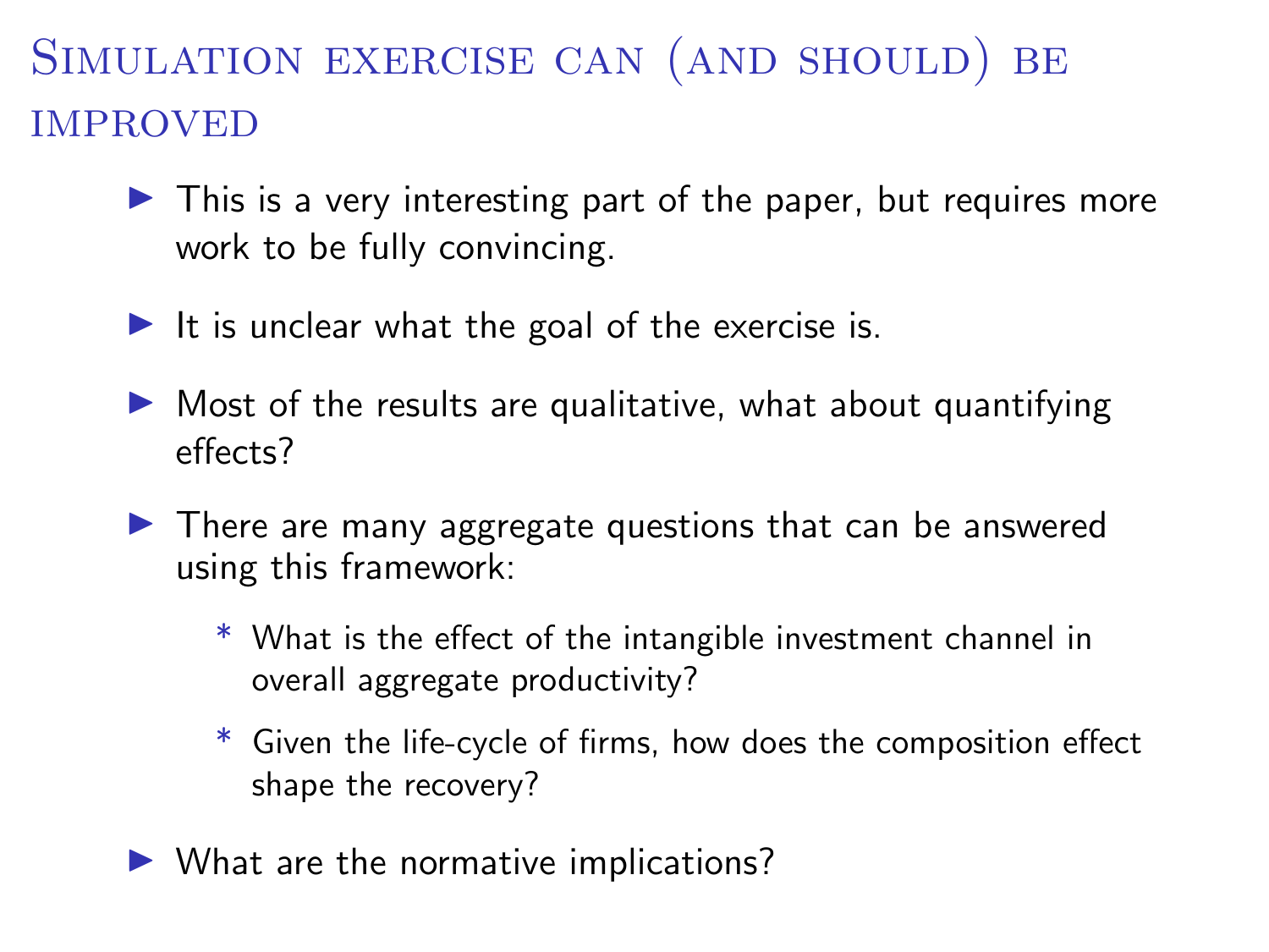# Simulation exercise can (and should) be improved

- This is a very interesting part of the paper, but requires more work to be fully convincing.
- It is unclear what the goal of the exercise is.
- Most of the results are qualitative, what about quantifying effects?
- There are many aggregate questions that can be answered using this framework:
    - What is the effect of the intangible investment channel in overall aggregate productivity?
    - Given the life-cycle of firms, how does the composition effect shape the recovery?
- What are the normative implications?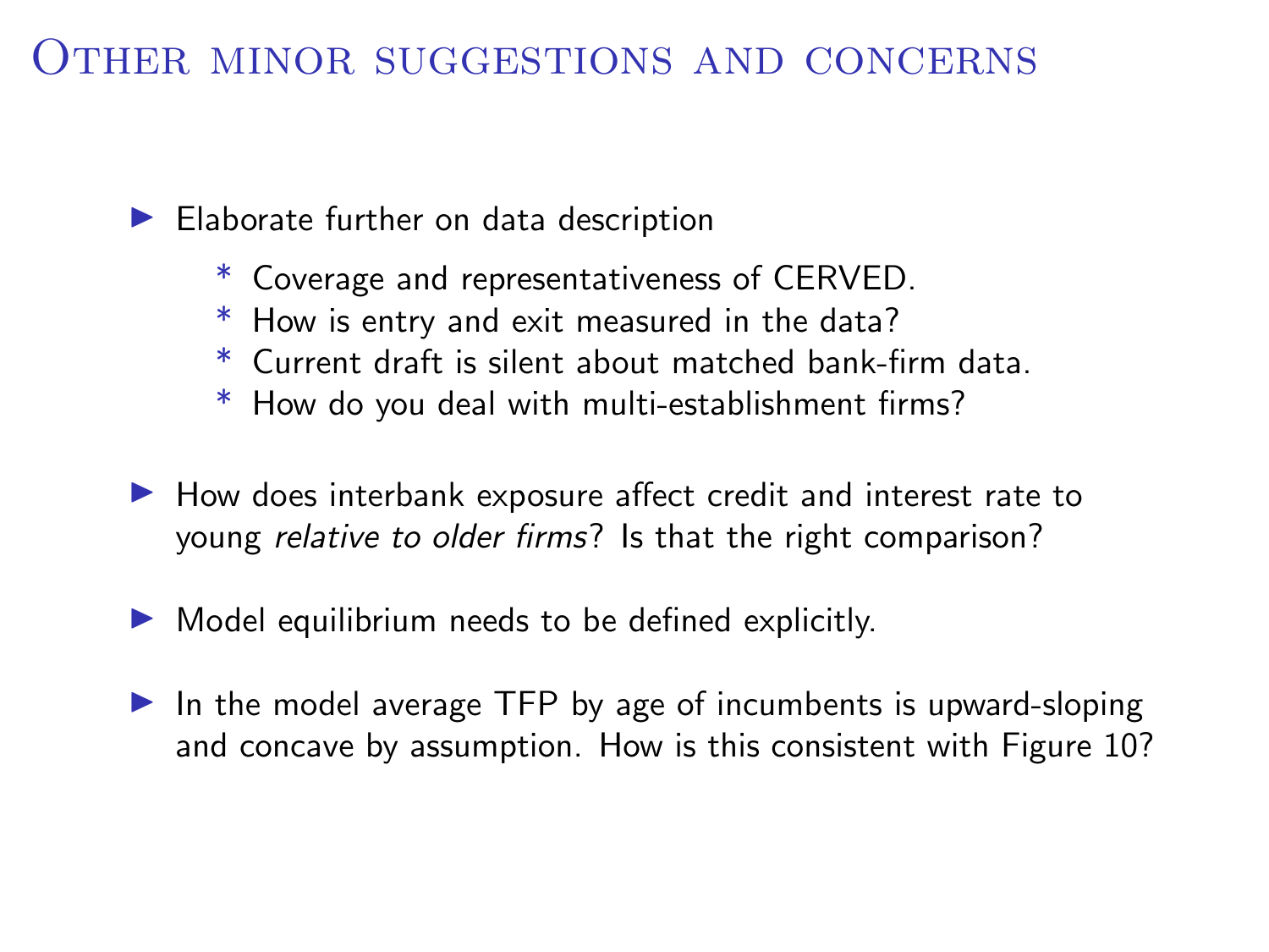# Other minor suggestions and concerns

- Elaborate further on data description
  - Coverage and representativeness of CERVED.
  - How is entry and exit measured in the data?
  - Current draft is silent about matched bank-firm data.
  - How do you deal with multi-establishment firms?

- How does interbank exposure affect credit and interest rate to young *relative to older firms*? Is that the right comparison?

- Model equilibrium needs to be defined explicitly.

- In the model average TFP by age of incumbents is upward-sloping and concave by assumption. How is this consistent with Figure 10?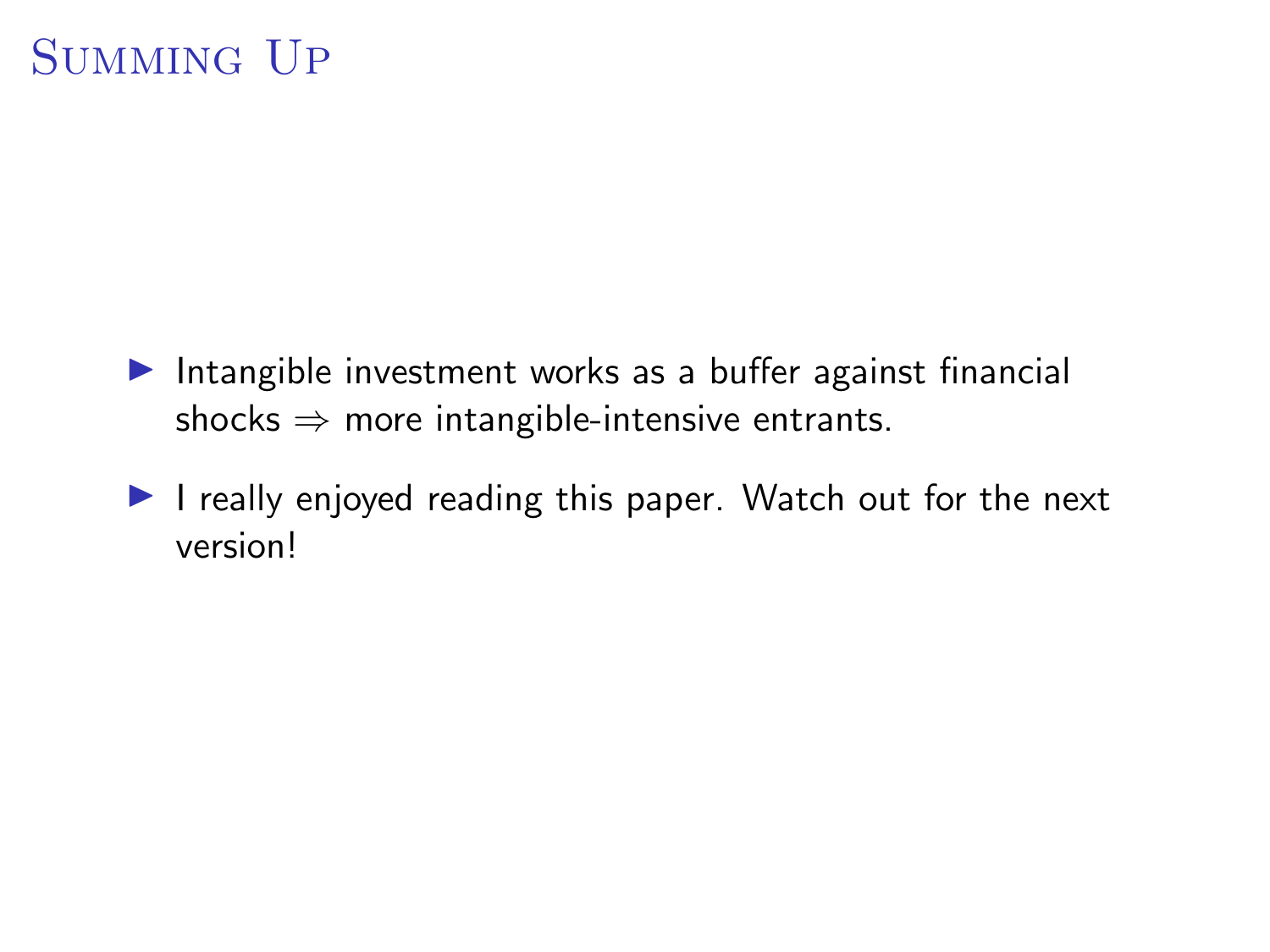# Summing Up

- Intangible investment works as a buffer against financial shocks $\Rightarrow$ more intangible-intensive entrants.
- I really enjoyed reading this paper. Watch out for the next version!